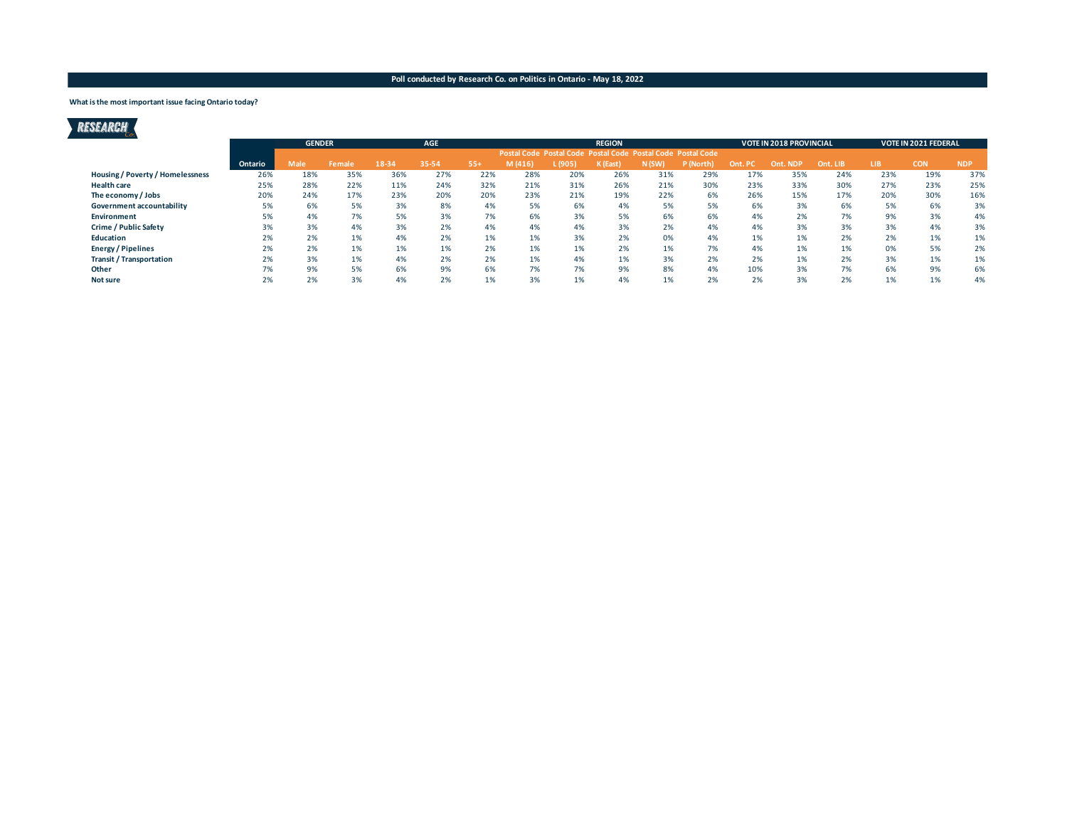**Poll conducted by Research Co. on Politics in Ontario - May 18, 2022**

**What is the most important issue facing Ontario today?**

| | | GENDER | | AGE | | | REGION | | | | | VOTE IN 2018 PROVINCIAL | | | VOTE IN 2021 FEDERAL | | |
|---|---|---|---|---|---|---|---|---|---|---|---|---|---|---|---|---|---|
| | Ontario | Male | Female | 18-34 | 35-54 | 55+ | Postal Code M (416) | Postal Code L (905) | Postal Code K (East) | Postal Code N (SW) | Postal Code P (North) | Ont. PC | Ont. NDP | Ont. LIB | LIB | CON | NDP |
| **Housing / Poverty / Homelessness** | 26% | 18% | 35% | 36% | 27% | 22% | 28% | 20% | 26% | 31% | 29% | 17% | 35% | 24% | 23% | 19% | 37% |
| **Health care** | 25% | 28% | 22% | 11% | 24% | 32% | 21% | 31% | 26% | 21% | 30% | 23% | 33% | 30% | 27% | 23% | 25% |
| **The economy / Jobs** | 20% | 24% | 17% | 23% | 20% | 20% | 23% | 21% | 19% | 22% | 6% | 26% | 15% | 17% | 20% | 30% | 16% |
| **Government accountability** | 5% | 6% | 5% | 3% | 8% | 4% | 5% | 6% | 4% | 5% | 5% | 6% | 3% | 6% | 5% | 6% | 3% |
| **Environment** | 5% | 4% | 7% | 5% | 3% | 7% | 6% | 3% | 5% | 6% | 6% | 4% | 2% | 7% | 9% | 3% | 4% |
| **Crime / Public Safety** | 3% | 3% | 4% | 3% | 2% | 4% | 4% | 4% | 3% | 2% | 4% | 4% | 3% | 3% | 3% | 4% | 3% |
| **Education** | 2% | 2% | 1% | 4% | 2% | 1% | 1% | 3% | 2% | 0% | 4% | 1% | 1% | 2% | 2% | 1% | 1% |
| **Energy / Pipelines** | 2% | 2% | 1% | 1% | 1% | 2% | 1% | 1% | 2% | 1% | 7% | 4% | 1% | 1% | 0% | 5% | 2% |
| **Transit / Transportation** | 2% | 3% | 1% | 4% | 2% | 2% | 1% | 4% | 1% | 3% | 2% | 2% | 1% | 2% | 3% | 1% | 1% |
| **Other** | 7% | 9% | 5% | 6% | 9% | 6% | 7% | 7% | 9% | 8% | 4% | 10% | 3% | 7% | 6% | 9% | 6% |
| **Not sure** | 2% | 2% | 3% | 4% | 2% | 1% | 3% | 1% | 4% | 1% | 2% | 2% | 3% | 2% | 1% | 1% | 4% |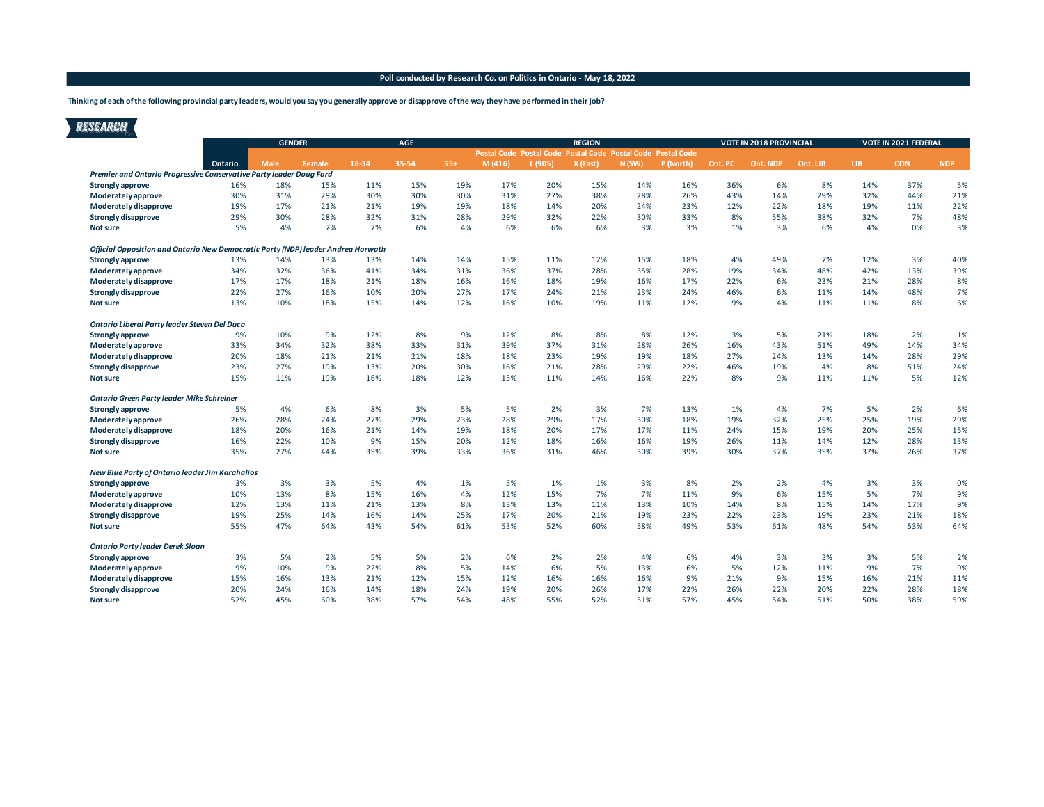**Poll conducted by Research Co. on Politics in Ontario - May 18, 2022**

**Thinking of each of the following provincial party leaders, would you say you generally approve or disapprove of the way they have performed in their job?**

RESEARCH Co.

| | | GENDER | | AGE | | | REGION | | | | | VOTE IN 2018 PROVINCIAL | | | VOTE IN 2021 FEDERAL | | |
|---|---|---|---|---|---|---|---|---|---|---|---|---|---|---|---|---|---|
| | Ontario | Male | Female | 18-34 | 35-54 | 55+ | Postal Code M (416) | Postal Code L (905) | Postal Code K (East) | Postal Code N (SW) | Postal Code P (North) | Ont. PC | Ont. NDP | Ont. LIB | LIB | CON | NDP |
| ***Premier and Ontario Progressive Conservative Party leader Doug Ford*** | | | | | | | | | | | | | | | | | |
| **Strongly approve** | 16% | 18% | 15% | 11% | 15% | 19% | 17% | 20% | 15% | 14% | 16% | 36% | 6% | 8% | 14% | 37% | 5% |
| **Moderately approve** | 30% | 31% | 29% | 30% | 30% | 30% | 31% | 27% | 38% | 28% | 26% | 43% | 14% | 29% | 32% | 44% | 21% |
| **Moderately disapprove** | 19% | 17% | 21% | 21% | 19% | 19% | 18% | 14% | 20% | 24% | 23% | 12% | 22% | 18% | 19% | 11% | 22% |
| **Strongly disapprove** | 29% | 30% | 28% | 32% | 31% | 28% | 29% | 32% | 22% | 30% | 33% | 8% | 55% | 38% | 32% | 7% | 48% |
| **Not sure** | 5% | 4% | 7% | 7% | 6% | 4% | 6% | 6% | 6% | 3% | 3% | 1% | 3% | 6% | 4% | 0% | 3% |
| ***Official Opposition and Ontario New Democratic Party (NDP) leader Andrea Horwath*** | | | | | | | | | | | | | | | | | |
| **Strongly approve** | 13% | 14% | 13% | 13% | 14% | 14% | 15% | 11% | 12% | 15% | 18% | 4% | 49% | 7% | 12% | 3% | 40% |
| **Moderately approve** | 34% | 32% | 36% | 41% | 34% | 31% | 36% | 37% | 28% | 35% | 28% | 19% | 34% | 48% | 42% | 13% | 39% |
| **Moderately disapprove** | 17% | 17% | 18% | 21% | 18% | 16% | 16% | 18% | 19% | 16% | 17% | 22% | 6% | 23% | 21% | 28% | 8% |
| **Strongly disapprove** | 22% | 27% | 16% | 10% | 20% | 27% | 17% | 24% | 21% | 23% | 24% | 46% | 6% | 11% | 14% | 48% | 7% |
| **Not sure** | 13% | 10% | 18% | 15% | 14% | 12% | 16% | 10% | 19% | 11% | 12% | 9% | 4% | 11% | 11% | 8% | 6% |
| ***Ontario Liberal Party leader Steven Del Duca*** | | | | | | | | | | | | | | | | | |
| **Strongly approve** | 9% | 10% | 9% | 12% | 8% | 9% | 12% | 8% | 8% | 8% | 12% | 3% | 5% | 21% | 18% | 2% | 1% |
| **Moderately approve** | 33% | 34% | 32% | 38% | 33% | 31% | 39% | 37% | 31% | 28% | 26% | 16% | 43% | 51% | 49% | 14% | 34% |
| **Moderately disapprove** | 20% | 18% | 21% | 21% | 21% | 18% | 18% | 23% | 19% | 19% | 18% | 27% | 24% | 13% | 14% | 28% | 29% |
| **Strongly disapprove** | 23% | 27% | 19% | 13% | 20% | 30% | 16% | 21% | 28% | 29% | 22% | 46% | 19% | 4% | 8% | 51% | 24% |
| **Not sure** | 15% | 11% | 19% | 16% | 18% | 12% | 15% | 11% | 14% | 16% | 22% | 8% | 9% | 11% | 11% | 5% | 12% |
| ***Ontario Green Party leader Mike Schreiner*** | | | | | | | | | | | | | | | | | |
| **Strongly approve** | 5% | 4% | 6% | 8% | 3% | 5% | 5% | 2% | 3% | 7% | 13% | 1% | 4% | 7% | 5% | 2% | 6% |
| **Moderately approve** | 26% | 28% | 24% | 27% | 29% | 23% | 28% | 29% | 17% | 30% | 18% | 19% | 32% | 25% | 25% | 19% | 29% |
| **Moderately disapprove** | 18% | 20% | 16% | 21% | 14% | 19% | 18% | 20% | 17% | 17% | 11% | 24% | 15% | 19% | 20% | 25% | 15% |
| **Strongly disapprove** | 16% | 22% | 10% | 9% | 15% | 20% | 12% | 18% | 16% | 16% | 19% | 26% | 11% | 14% | 12% | 28% | 13% |
| **Not sure** | 35% | 27% | 44% | 35% | 39% | 33% | 36% | 31% | 46% | 30% | 39% | 30% | 37% | 35% | 37% | 26% | 37% |
| ***New Blue Party of Ontario leader Jim Karahalios*** | | | | | | | | | | | | | | | | | |
| **Strongly approve** | 3% | 3% | 3% | 5% | 4% | 1% | 5% | 1% | 1% | 3% | 8% | 2% | 2% | 4% | 3% | 3% | 0% |
| **Moderately approve** | 10% | 13% | 8% | 15% | 16% | 4% | 12% | 15% | 7% | 7% | 11% | 9% | 6% | 15% | 5% | 7% | 9% |
| **Moderately disapprove** | 12% | 13% | 11% | 21% | 13% | 8% | 13% | 13% | 11% | 13% | 10% | 14% | 8% | 15% | 14% | 17% | 9% |
| **Strongly disapprove** | 19% | 25% | 14% | 16% | 14% | 25% | 17% | 20% | 21% | 19% | 23% | 22% | 23% | 19% | 23% | 21% | 18% |
| **Not sure** | 55% | 47% | 64% | 43% | 54% | 61% | 53% | 52% | 60% | 58% | 49% | 53% | 61% | 48% | 54% | 53% | 64% |
| ***Ontario Party leader Derek Sloan*** | | | | | | | | | | | | | | | | | |
| **Strongly approve** | 3% | 5% | 2% | 5% | 5% | 2% | 6% | 2% | 2% | 4% | 6% | 4% | 3% | 3% | 3% | 5% | 2% |
| **Moderately approve** | 9% | 10% | 9% | 22% | 8% | 5% | 14% | 6% | 5% | 13% | 6% | 5% | 12% | 11% | 9% | 7% | 9% |
| **Moderately disapprove** | 15% | 16% | 13% | 21% | 12% | 15% | 12% | 16% | 16% | 16% | 9% | 21% | 9% | 15% | 16% | 21% | 11% |
| **Strongly disapprove** | 20% | 24% | 16% | 14% | 18% | 24% | 19% | 20% | 26% | 17% | 22% | 26% | 22% | 20% | 22% | 28% | 18% |
| **Not sure** | 52% | 45% | 60% | 38% | 57% | 54% | 48% | 55% | 52% | 51% | 57% | 45% | 54% | 51% | 50% | 38% | 59% |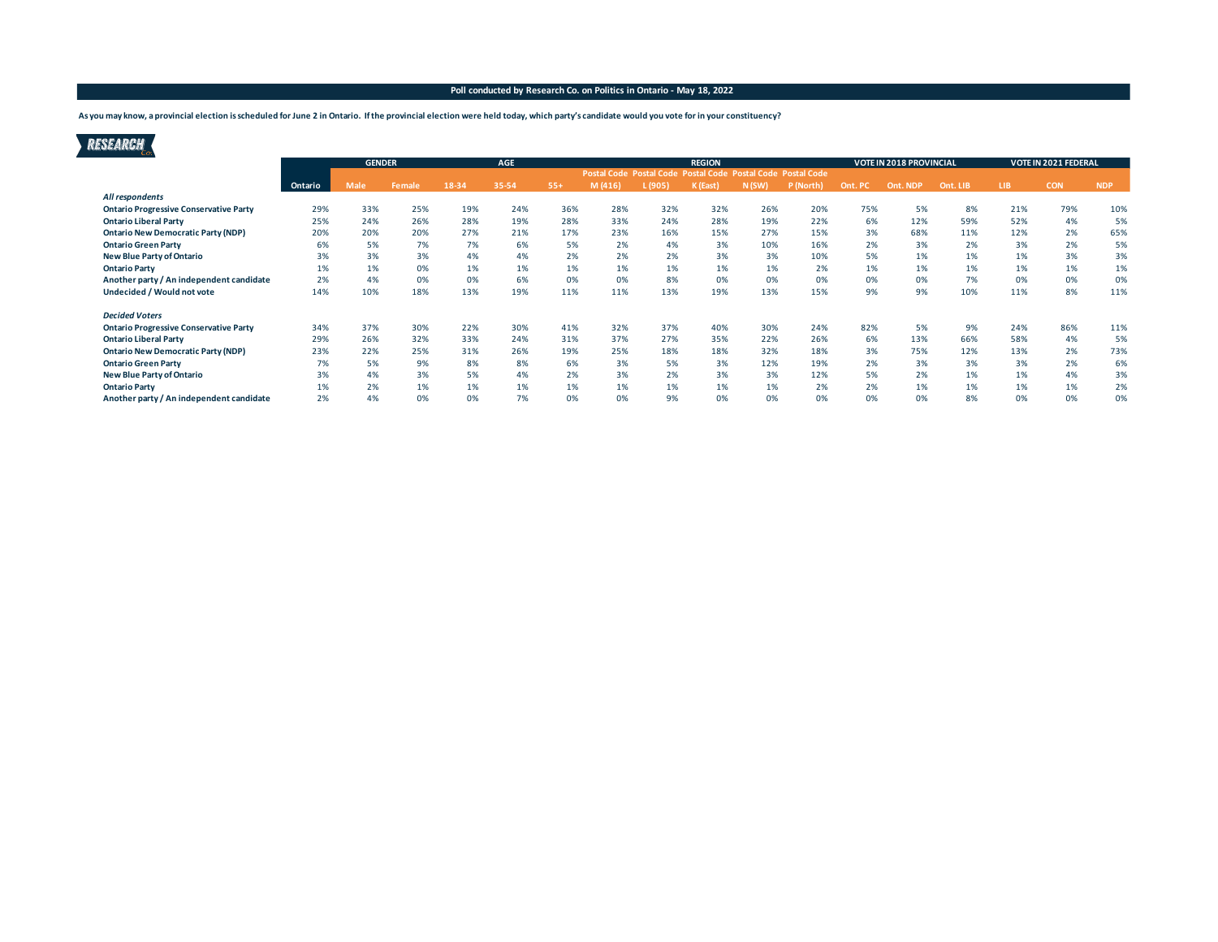**Poll conducted by Research Co. on Politics in Ontario - May 18, 2022**

**As you may know, a provincial election is scheduled for June 2 in Ontario. If the provincial election were held today, which party's candidate would you vote for in your constituency?**

| | | GENDER | | AGE | | | REGION | | | | | VOTE IN 2018 PROVINCIAL | | | VOTE IN 2021 FEDERAL | | |
|---|---|---|---|---|---|---|---|---|---|---|---|---|---|---|---|---|---|
| | Ontario | Male | Female | 18-34 | 35-54 | 55+ | Postal Code M (416) | Postal Code L (905) | Postal Code K (East) | Postal Code N (SW) | Postal Code P (North) | Ont. PC | Ont. NDP | Ont. LIB | LIB | CON | NDP |
| ***All respondents*** | | | | | | | | | | | | | | | | | |
| **Ontario Progressive Conservative Party** | 29% | 33% | 25% | 19% | 24% | 36% | 28% | 32% | 32% | 26% | 20% | 75% | 5% | 8% | 21% | 79% | 10% |
| **Ontario Liberal Party** | 25% | 24% | 26% | 28% | 19% | 28% | 33% | 24% | 28% | 19% | 22% | 6% | 12% | 59% | 52% | 4% | 5% |
| **Ontario New Democratic Party (NDP)** | 20% | 20% | 20% | 27% | 21% | 17% | 23% | 16% | 15% | 27% | 15% | 3% | 68% | 11% | 12% | 2% | 65% |
| **Ontario Green Party** | 6% | 5% | 7% | 7% | 6% | 5% | 2% | 4% | 3% | 10% | 16% | 2% | 3% | 2% | 3% | 2% | 5% |
| **New Blue Party of Ontario** | 3% | 3% | 3% | 4% | 4% | 2% | 2% | 2% | 3% | 3% | 10% | 5% | 1% | 1% | 1% | 3% | 3% |
| **Ontario Party** | 1% | 1% | 0% | 1% | 1% | 1% | 1% | 1% | 1% | 1% | 2% | 1% | 1% | 1% | 1% | 1% | 1% |
| **Another party / An independent candidate** | 2% | 4% | 0% | 0% | 6% | 0% | 0% | 8% | 0% | 0% | 0% | 0% | 0% | 7% | 0% | 0% | 0% |
| **Undecided / Would not vote** | 14% | 10% | 18% | 13% | 19% | 11% | 11% | 13% | 19% | 13% | 15% | 9% | 9% | 10% | 11% | 8% | 11% |
| ***Decided Voters*** | | | | | | | | | | | | | | | | | |
| **Ontario Progressive Conservative Party** | 34% | 37% | 30% | 22% | 30% | 41% | 32% | 37% | 40% | 30% | 24% | 82% | 5% | 9% | 24% | 86% | 11% |
| **Ontario Liberal Party** | 29% | 26% | 32% | 33% | 24% | 31% | 37% | 27% | 35% | 22% | 26% | 6% | 13% | 66% | 58% | 4% | 5% |
| **Ontario New Democratic Party (NDP)** | 23% | 22% | 25% | 31% | 26% | 19% | 25% | 18% | 18% | 32% | 18% | 3% | 75% | 12% | 13% | 2% | 73% |
| **Ontario Green Party** | 7% | 5% | 9% | 8% | 8% | 6% | 3% | 5% | 3% | 12% | 19% | 2% | 3% | 3% | 3% | 2% | 6% |
| **New Blue Party of Ontario** | 3% | 4% | 3% | 5% | 4% | 2% | 3% | 2% | 3% | 3% | 12% | 5% | 2% | 1% | 1% | 4% | 3% |
| **Ontario Party** | 1% | 2% | 1% | 1% | 1% | 1% | 1% | 1% | 1% | 1% | 2% | 2% | 1% | 1% | 1% | 1% | 2% |
| **Another party / An independent candidate** | 2% | 4% | 0% | 0% | 7% | 0% | 0% | 9% | 0% | 0% | 0% | 0% | 0% | 8% | 0% | 0% | 0% |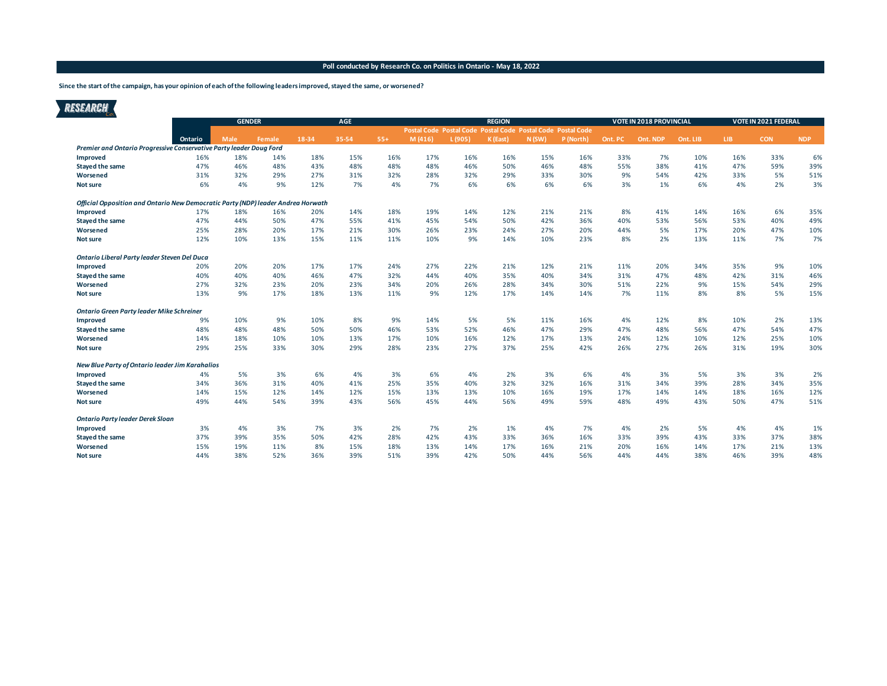**Poll conducted by Research Co. on Politics in Ontario - May 18, 2022**

**Since the start of the campaign, has your opinion of each of the following leaders improved, stayed the same, or worsened?**

| | | GENDER | | AGE | | | REGION | | | | | VOTE IN 2018 PROVINCIAL | | | VOTE IN 2021 FEDERAL | | |
|---|---|---|---|---|---|---|---|---|---|---|---|---|---|---|---|---|---|
| | Ontario | Male | Female | 18-34 | 35-54 | 55+ | Postal Code M (416) | Postal Code L (905) | Postal Code K (East) | Postal Code N (SW) | Postal Code P (North) | Ont. PC | Ont. NDP | Ont. LIB | LIB | CON | NDP |
| ***Premier and Ontario Progressive Conservative Party leader Doug Ford*** | | | | | | | | | | | | | | | | | |
| **Improved** | 16% | 18% | 14% | 18% | 15% | 16% | 17% | 16% | 16% | 15% | 16% | 33% | 7% | 10% | 16% | 33% | 6% |
| **Stayed the same** | 47% | 46% | 48% | 43% | 48% | 48% | 48% | 46% | 50% | 46% | 48% | 55% | 38% | 41% | 47% | 59% | 39% |
| **Worsened** | 31% | 32% | 29% | 27% | 31% | 32% | 28% | 32% | 29% | 33% | 30% | 9% | 54% | 42% | 33% | 5% | 51% |
| **Not sure** | 6% | 4% | 9% | 12% | 7% | 4% | 7% | 6% | 6% | 6% | 6% | 3% | 1% | 6% | 4% | 2% | 3% |
| ***Official Opposition and Ontario New Democratic Party (NDP) leader Andrea Horwath*** | | | | | | | | | | | | | | | | | |
| **Improved** | 17% | 18% | 16% | 20% | 14% | 18% | 19% | 14% | 12% | 21% | 21% | 8% | 41% | 14% | 16% | 6% | 35% |
| **Stayed the same** | 47% | 44% | 50% | 47% | 55% | 41% | 45% | 54% | 50% | 42% | 36% | 40% | 53% | 56% | 53% | 40% | 49% |
| **Worsened** | 25% | 28% | 20% | 17% | 21% | 30% | 26% | 23% | 24% | 27% | 20% | 44% | 5% | 17% | 20% | 47% | 10% |
| **Not sure** | 12% | 10% | 13% | 15% | 11% | 11% | 10% | 9% | 14% | 10% | 23% | 8% | 2% | 13% | 11% | 7% | 7% |
| ***Ontario Liberal Party leader Steven Del Duca*** | | | | | | | | | | | | | | | | | |
| **Improved** | 20% | 20% | 20% | 17% | 17% | 24% | 27% | 22% | 21% | 12% | 21% | 11% | 20% | 34% | 35% | 9% | 10% |
| **Stayed the same** | 40% | 40% | 40% | 46% | 47% | 32% | 44% | 40% | 35% | 40% | 34% | 31% | 47% | 48% | 42% | 31% | 46% |
| **Worsened** | 27% | 32% | 23% | 20% | 23% | 34% | 20% | 26% | 28% | 34% | 30% | 51% | 22% | 9% | 15% | 54% | 29% |
| **Not sure** | 13% | 9% | 17% | 18% | 13% | 11% | 9% | 12% | 17% | 14% | 14% | 7% | 11% | 8% | 8% | 5% | 15% |
| ***Ontario Green Party leader Mike Schreiner*** | | | | | | | | | | | | | | | | | |
| **Improved** | 9% | 10% | 9% | 10% | 8% | 9% | 14% | 5% | 5% | 11% | 16% | 4% | 12% | 8% | 10% | 2% | 13% |
| **Stayed the same** | 48% | 48% | 48% | 50% | 50% | 46% | 53% | 52% | 46% | 47% | 29% | 47% | 48% | 56% | 47% | 54% | 47% |
| **Worsened** | 14% | 18% | 10% | 10% | 13% | 17% | 10% | 16% | 12% | 17% | 13% | 24% | 12% | 10% | 12% | 25% | 10% |
| **Not sure** | 29% | 25% | 33% | 30% | 29% | 28% | 23% | 27% | 37% | 25% | 42% | 26% | 27% | 26% | 31% | 19% | 30% |
| ***New Blue Party of Ontario leader Jim Karahalios*** | | | | | | | | | | | | | | | | | |
| **Improved** | 4% | 5% | 3% | 6% | 4% | 3% | 6% | 4% | 2% | 3% | 6% | 4% | 3% | 5% | 3% | 3% | 2% |
| **Stayed the same** | 34% | 36% | 31% | 40% | 41% | 25% | 35% | 40% | 32% | 32% | 16% | 31% | 34% | 39% | 28% | 34% | 35% |
| **Worsened** | 14% | 15% | 12% | 14% | 12% | 15% | 13% | 13% | 10% | 16% | 19% | 17% | 14% | 14% | 18% | 16% | 12% |
| **Not sure** | 49% | 44% | 54% | 39% | 43% | 56% | 45% | 44% | 56% | 49% | 59% | 48% | 49% | 43% | 50% | 47% | 51% |
| ***Ontario Party leader Derek Sloan*** | | | | | | | | | | | | | | | | | |
| **Improved** | 3% | 4% | 3% | 7% | 3% | 2% | 7% | 2% | 1% | 4% | 7% | 4% | 2% | 5% | 4% | 4% | 1% |
| **Stayed the same** | 37% | 39% | 35% | 50% | 42% | 28% | 42% | 43% | 33% | 36% | 16% | 33% | 39% | 43% | 33% | 37% | 38% |
| **Worsened** | 15% | 19% | 11% | 8% | 15% | 18% | 13% | 14% | 17% | 16% | 21% | 20% | 16% | 14% | 17% | 21% | 13% |
| **Not sure** | 44% | 38% | 52% | 36% | 39% | 51% | 39% | 42% | 50% | 44% | 56% | 44% | 44% | 38% | 46% | 39% | 48% |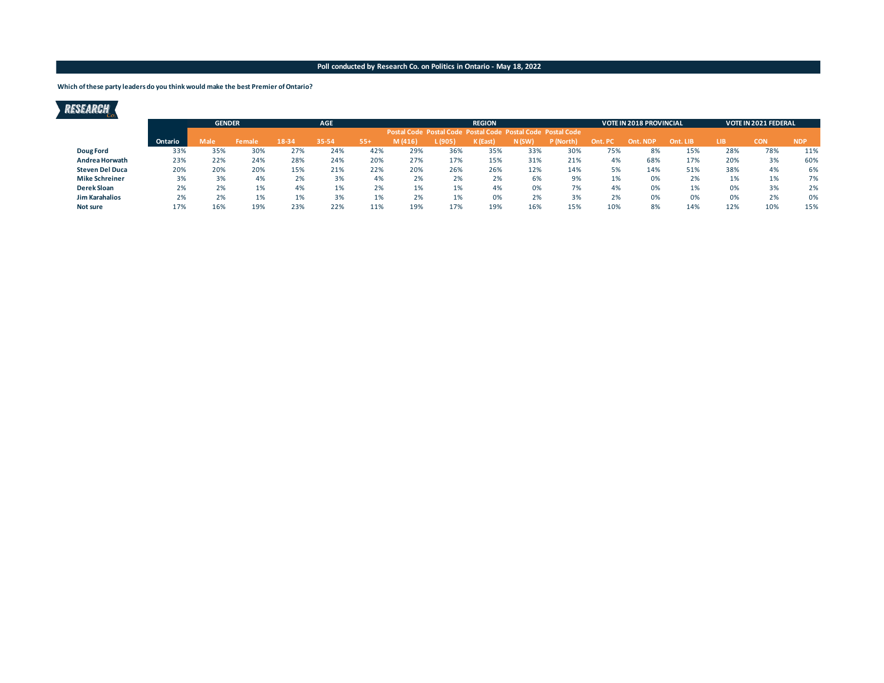**Poll conducted by Research Co. on Politics in Ontario - May 18, 2022**

**Which of these party leaders do you think would make the best Premier of Ontario?**

| | | GENDER | | AGE | | | REGION | | | | | VOTE IN 2018 PROVINCIAL | | | VOTE IN 2021 FEDERAL | | |
|---|---|---|---|---|---|---|---|---|---|---|---|---|---|---|---|---|---|
| | Ontario | Male | Female | 18-34 | 35-54 | 55+ | Postal Code M (416) | Postal Code L (905) | Postal Code K (East) | Postal Code N (SW) | Postal Code P (North) | Ont. PC | Ont. NDP | Ont. LIB | LIB | CON | NDP |
| **Doug Ford** | 33% | 35% | 30% | 27% | 24% | 42% | 29% | 36% | 35% | 33% | 30% | 75% | 8% | 15% | 28% | 78% | 11% |
| **Andrea Horwath** | 23% | 22% | 24% | 28% | 24% | 20% | 27% | 17% | 15% | 31% | 21% | 4% | 68% | 17% | 20% | 3% | 60% |
| **Steven Del Duca** | 20% | 20% | 20% | 15% | 21% | 22% | 20% | 26% | 26% | 12% | 14% | 5% | 14% | 51% | 38% | 4% | 6% |
| **Mike Schreiner** | 3% | 3% | 4% | 2% | 3% | 4% | 2% | 2% | 2% | 6% | 9% | 1% | 0% | 2% | 1% | 1% | 7% |
| **Derek Sloan** | 2% | 2% | 1% | 4% | 1% | 2% | 1% | 1% | 4% | 0% | 7% | 4% | 0% | 1% | 0% | 3% | 2% |
| **Jim Karahalios** | 2% | 2% | 1% | 1% | 3% | 1% | 2% | 1% | 0% | 2% | 3% | 2% | 0% | 0% | 0% | 2% | 0% |
| **Not sure** | 17% | 16% | 19% | 23% | 22% | 11% | 19% | 17% | 19% | 16% | 15% | 10% | 8% | 14% | 12% | 10% | 15% |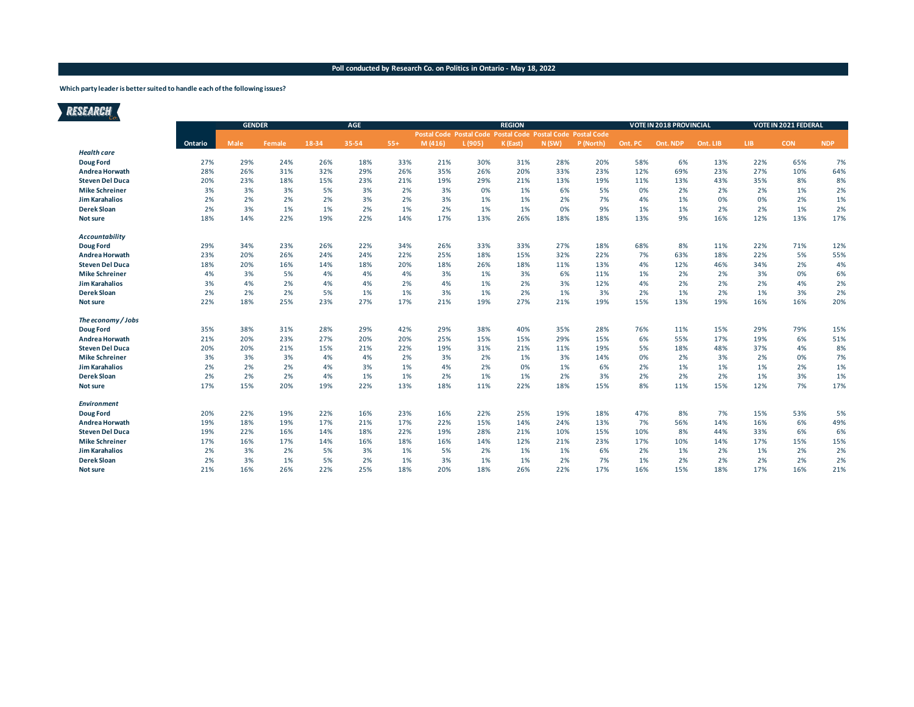**Poll conducted by Research Co. on Politics in Ontario - May 18, 2022**

**Which party leader is better suited to handle each of the following issues?**

| | | GENDER | | AGE | | | REGION | | | | | VOTE IN 2018 PROVINCIAL | | | VOTE IN 2021 FEDERAL | | |
|---|---|---|---|---|---|---|---|---|---|---|---|---|---|---|---|---|---|
| | Ontario | Male | Female | 18-34 | 35-54 | 55+ | Postal Code M (416) | Postal Code L (905) | Postal Code K (East) | Postal Code N (SW) | Postal Code P (North) | Ont. PC | Ont. NDP | Ont. LIB | LIB | CON | NDP |
| ***Health care*** | | | | | | | | | | | | | | | | | |
| **Doug Ford** | 27% | 29% | 24% | 26% | 18% | 33% | 21% | 30% | 31% | 28% | 20% | 58% | 6% | 13% | 22% | 65% | 7% |
| **Andrea Horwath** | 28% | 26% | 31% | 32% | 29% | 26% | 35% | 26% | 20% | 33% | 23% | 12% | 69% | 23% | 27% | 10% | 64% |
| **Steven Del Duca** | 20% | 23% | 18% | 15% | 23% | 21% | 19% | 29% | 21% | 13% | 19% | 11% | 13% | 43% | 35% | 8% | 8% |
| **Mike Schreiner** | 3% | 3% | 3% | 5% | 3% | 2% | 3% | 0% | 1% | 6% | 5% | 0% | 2% | 2% | 2% | 1% | 2% |
| **Jim Karahalios** | 2% | 2% | 2% | 2% | 3% | 2% | 3% | 1% | 1% | 2% | 7% | 4% | 1% | 0% | 0% | 2% | 1% |
| **Derek Sloan** | 2% | 3% | 1% | 1% | 2% | 1% | 2% | 1% | 1% | 0% | 9% | 1% | 1% | 2% | 2% | 1% | 2% |
| **Not sure** | 18% | 14% | 22% | 19% | 22% | 14% | 17% | 13% | 26% | 18% | 18% | 13% | 9% | 16% | 12% | 13% | 17% |
| ***Accountability*** | | | | | | | | | | | | | | | | | |
| **Doug Ford** | 29% | 34% | 23% | 26% | 22% | 34% | 26% | 33% | 33% | 27% | 18% | 68% | 8% | 11% | 22% | 71% | 12% |
| **Andrea Horwath** | 23% | 20% | 26% | 24% | 24% | 22% | 25% | 18% | 15% | 32% | 22% | 7% | 63% | 18% | 22% | 5% | 55% |
| **Steven Del Duca** | 18% | 20% | 16% | 14% | 18% | 20% | 18% | 26% | 18% | 11% | 13% | 4% | 12% | 46% | 34% | 2% | 4% |
| **Mike Schreiner** | 4% | 3% | 5% | 4% | 4% | 4% | 3% | 1% | 3% | 6% | 11% | 1% | 2% | 2% | 3% | 0% | 6% |
| **Jim Karahalios** | 3% | 4% | 2% | 4% | 4% | 2% | 4% | 1% | 2% | 3% | 12% | 4% | 2% | 2% | 2% | 4% | 2% |
| **Derek Sloan** | 2% | 2% | 2% | 5% | 1% | 1% | 3% | 1% | 2% | 1% | 3% | 2% | 1% | 2% | 1% | 3% | 2% |
| **Not sure** | 22% | 18% | 25% | 23% | 27% | 17% | 21% | 19% | 27% | 21% | 19% | 15% | 13% | 19% | 16% | 16% | 20% |
| ***The economy / Jobs*** | | | | | | | | | | | | | | | | | |
| **Doug Ford** | 35% | 38% | 31% | 28% | 29% | 42% | 29% | 38% | 40% | 35% | 28% | 76% | 11% | 15% | 29% | 79% | 15% |
| **Andrea Horwath** | 21% | 20% | 23% | 27% | 20% | 20% | 25% | 15% | 15% | 29% | 15% | 6% | 55% | 17% | 19% | 6% | 51% |
| **Steven Del Duca** | 20% | 20% | 21% | 15% | 21% | 22% | 19% | 31% | 21% | 11% | 19% | 5% | 18% | 48% | 37% | 4% | 8% |
| **Mike Schreiner** | 3% | 3% | 3% | 4% | 4% | 2% | 3% | 2% | 1% | 3% | 14% | 0% | 2% | 3% | 2% | 0% | 7% |
| **Jim Karahalios** | 2% | 2% | 2% | 4% | 3% | 1% | 4% | 2% | 0% | 1% | 6% | 2% | 1% | 1% | 1% | 2% | 1% |
| **Derek Sloan** | 2% | 2% | 2% | 4% | 1% | 1% | 2% | 1% | 1% | 2% | 3% | 2% | 2% | 2% | 1% | 3% | 1% |
| **Not sure** | 17% | 15% | 20% | 19% | 22% | 13% | 18% | 11% | 22% | 18% | 15% | 8% | 11% | 15% | 12% | 7% | 17% |
| ***Environment*** | | | | | | | | | | | | | | | | | |
| **Doug Ford** | 20% | 22% | 19% | 22% | 16% | 23% | 16% | 22% | 25% | 19% | 18% | 47% | 8% | 7% | 15% | 53% | 5% |
| **Andrea Horwath** | 19% | 18% | 19% | 17% | 21% | 17% | 22% | 15% | 14% | 24% | 13% | 7% | 56% | 14% | 16% | 6% | 49% |
| **Steven Del Duca** | 19% | 22% | 16% | 14% | 18% | 22% | 19% | 28% | 21% | 10% | 15% | 10% | 8% | 44% | 33% | 6% | 6% |
| **Mike Schreiner** | 17% | 16% | 17% | 14% | 16% | 18% | 16% | 14% | 12% | 21% | 23% | 17% | 10% | 14% | 17% | 15% | 15% |
| **Jim Karahalios** | 2% | 3% | 2% | 5% | 3% | 1% | 5% | 2% | 1% | 1% | 6% | 2% | 1% | 2% | 1% | 2% | 2% |
| **Derek Sloan** | 2% | 3% | 1% | 5% | 2% | 1% | 3% | 1% | 1% | 2% | 7% | 1% | 2% | 2% | 2% | 2% | 2% |
| **Not sure** | 21% | 16% | 26% | 22% | 25% | 18% | 20% | 18% | 26% | 22% | 17% | 16% | 15% | 18% | 17% | 16% | 21% |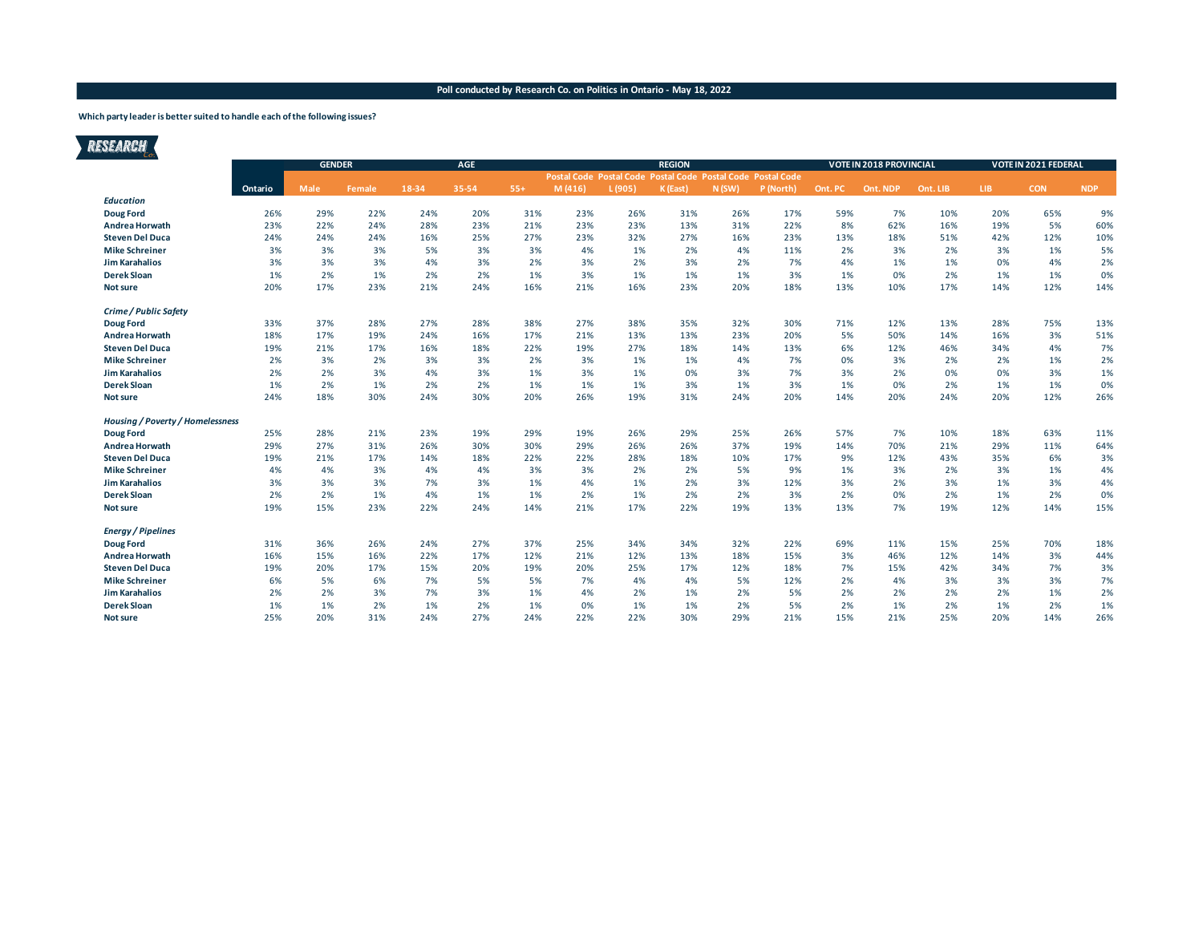**Poll conducted by Research Co. on Politics in Ontario - May 18, 2022**

**Which party leader is better suited to handle each of the following issues?**

| | Ontario | GENDER | | AGE | | | REGION | | | | | VOTE IN 2018 PROVINCIAL | | | VOTE IN 2021 FEDERAL | | |
|---|---|---|---|---|---|---|---|---|---|---|---|---|---|---|---|---|---|
| | | Male | Female | 18-34 | 35-54 | 55+ | Postal Code M (416) | Postal Code L (905) | Postal Code K (East) | Postal Code N (SW) | Postal Code P (North) | Ont. PC | Ont. NDP | Ont. LIB | LIB | CON | NDP |
| ***Education*** | | | | | | | | | | | | | | | | | |
| **Doug Ford** | 26% | 29% | 22% | 24% | 20% | 31% | 23% | 26% | 31% | 26% | 17% | 59% | 7% | 10% | 20% | 65% | 9% |
| **Andrea Horwath** | 23% | 22% | 24% | 28% | 23% | 21% | 23% | 23% | 13% | 31% | 22% | 8% | 62% | 16% | 19% | 5% | 60% |
| **Steven Del Duca** | 24% | 24% | 24% | 16% | 25% | 27% | 23% | 32% | 27% | 16% | 23% | 13% | 18% | 51% | 42% | 12% | 10% |
| **Mike Schreiner** | 3% | 3% | 3% | 5% | 3% | 3% | 4% | 1% | 2% | 4% | 11% | 2% | 3% | 2% | 3% | 1% | 5% |
| **Jim Karahalios** | 3% | 3% | 3% | 4% | 3% | 2% | 3% | 2% | 3% | 2% | 7% | 4% | 1% | 1% | 0% | 4% | 2% |
| **Derek Sloan** | 1% | 2% | 1% | 2% | 2% | 1% | 3% | 1% | 1% | 1% | 3% | 1% | 0% | 2% | 1% | 1% | 0% |
| **Not sure** | 20% | 17% | 23% | 21% | 24% | 16% | 21% | 16% | 23% | 20% | 18% | 13% | 10% | 17% | 14% | 12% | 14% |
| ***Crime / Public Safety*** | | | | | | | | | | | | | | | | | |
| **Doug Ford** | 33% | 37% | 28% | 27% | 28% | 38% | 27% | 38% | 35% | 32% | 30% | 71% | 12% | 13% | 28% | 75% | 13% |
| **Andrea Horwath** | 18% | 17% | 19% | 24% | 16% | 17% | 21% | 13% | 13% | 23% | 20% | 5% | 50% | 14% | 16% | 3% | 51% |
| **Steven Del Duca** | 19% | 21% | 17% | 16% | 18% | 22% | 19% | 27% | 18% | 14% | 13% | 6% | 12% | 46% | 34% | 4% | 7% |
| **Mike Schreiner** | 2% | 3% | 2% | 3% | 3% | 2% | 3% | 1% | 1% | 4% | 7% | 0% | 3% | 2% | 2% | 1% | 2% |
| **Jim Karahalios** | 2% | 2% | 3% | 4% | 3% | 1% | 3% | 1% | 0% | 3% | 7% | 3% | 2% | 0% | 0% | 3% | 1% |
| **Derek Sloan** | 1% | 2% | 1% | 2% | 2% | 1% | 1% | 1% | 3% | 1% | 3% | 1% | 0% | 2% | 1% | 1% | 0% |
| **Not sure** | 24% | 18% | 30% | 24% | 30% | 20% | 26% | 19% | 31% | 24% | 20% | 14% | 20% | 24% | 20% | 12% | 26% |
| ***Housing / Poverty / Homelessness*** | | | | | | | | | | | | | | | | | |
| **Doug Ford** | 25% | 28% | 21% | 23% | 19% | 29% | 19% | 26% | 29% | 25% | 26% | 57% | 7% | 10% | 18% | 63% | 11% |
| **Andrea Horwath** | 29% | 27% | 31% | 26% | 30% | 30% | 29% | 26% | 26% | 37% | 19% | 14% | 70% | 21% | 29% | 11% | 64% |
| **Steven Del Duca** | 19% | 21% | 17% | 14% | 18% | 22% | 22% | 28% | 18% | 10% | 17% | 9% | 12% | 43% | 35% | 6% | 3% |
| **Mike Schreiner** | 4% | 4% | 3% | 4% | 4% | 3% | 3% | 2% | 2% | 5% | 9% | 1% | 3% | 2% | 3% | 1% | 4% |
| **Jim Karahalios** | 3% | 3% | 3% | 7% | 3% | 1% | 4% | 1% | 2% | 3% | 12% | 3% | 2% | 3% | 1% | 3% | 4% |
| **Derek Sloan** | 2% | 2% | 1% | 4% | 1% | 1% | 2% | 1% | 2% | 2% | 3% | 2% | 0% | 2% | 1% | 2% | 0% |
| **Not sure** | 19% | 15% | 23% | 22% | 24% | 14% | 21% | 17% | 22% | 19% | 13% | 13% | 7% | 19% | 12% | 14% | 15% |
| ***Energy / Pipelines*** | | | | | | | | | | | | | | | | | |
| **Doug Ford** | 31% | 36% | 26% | 24% | 27% | 37% | 25% | 34% | 34% | 32% | 22% | 69% | 11% | 15% | 25% | 70% | 18% |
| **Andrea Horwath** | 16% | 15% | 16% | 22% | 17% | 12% | 21% | 12% | 13% | 18% | 15% | 3% | 46% | 12% | 14% | 3% | 44% |
| **Steven Del Duca** | 19% | 20% | 17% | 15% | 20% | 19% | 20% | 25% | 17% | 12% | 18% | 7% | 15% | 42% | 34% | 7% | 3% |
| **Mike Schreiner** | 6% | 5% | 6% | 7% | 5% | 5% | 7% | 4% | 4% | 5% | 12% | 2% | 4% | 3% | 3% | 3% | 7% |
| **Jim Karahalios** | 2% | 2% | 3% | 7% | 3% | 1% | 4% | 2% | 1% | 2% | 5% | 2% | 2% | 2% | 2% | 1% | 2% |
| **Derek Sloan** | 1% | 1% | 2% | 1% | 2% | 1% | 0% | 1% | 1% | 2% | 5% | 2% | 1% | 2% | 1% | 2% | 1% |
| **Not sure** | 25% | 20% | 31% | 24% | 27% | 24% | 22% | 22% | 30% | 29% | 21% | 15% | 21% | 25% | 20% | 14% | 26% |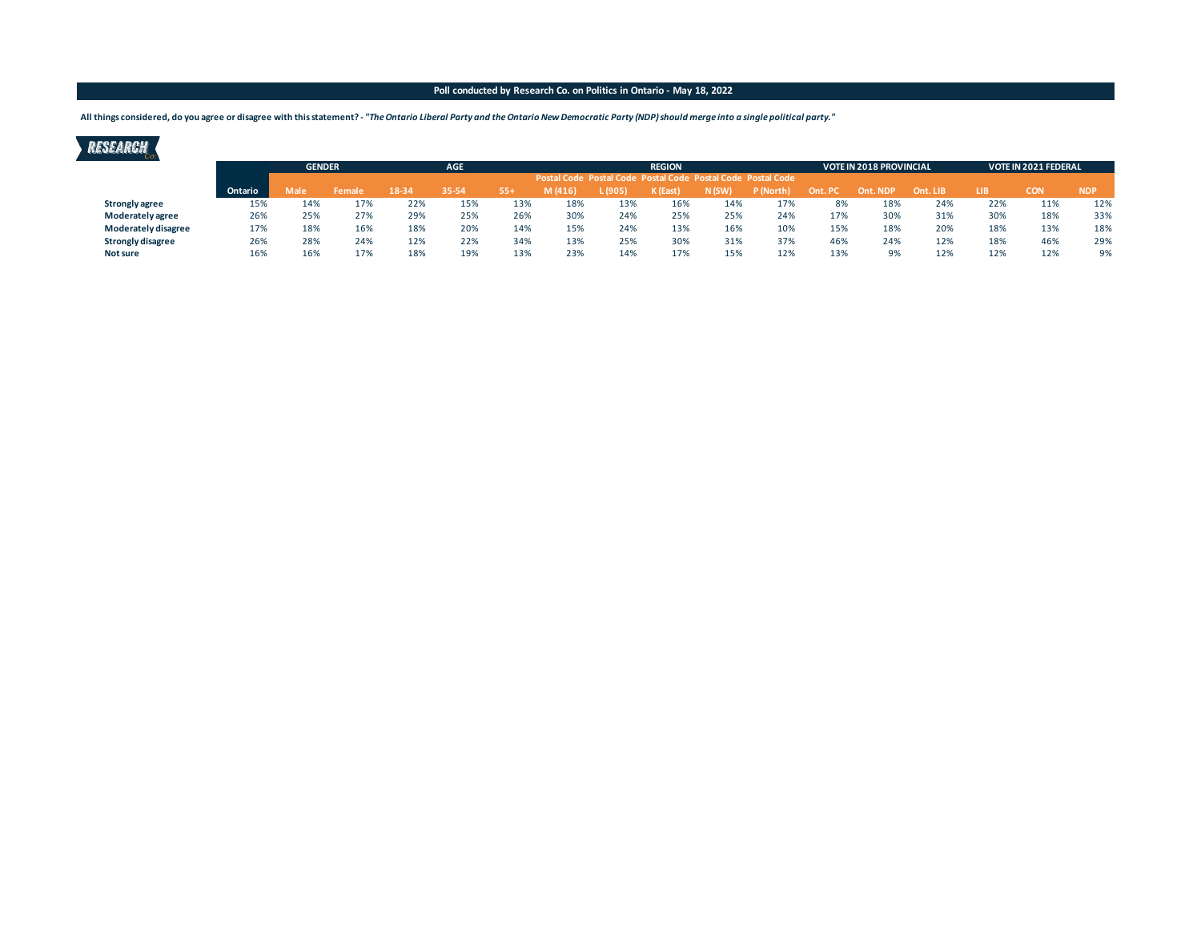**Poll conducted by Research Co. on Politics in Ontario - May 18, 2022**

**All things considered, do you agree or disagree with this statement? - *"The Ontario Liberal Party and the Ontario New Democratic Party (NDP) should merge into a single political party."***

| | | GENDER | | AGE | | | REGION | | | | | VOTE IN 2018 PROVINCIAL | | | VOTE IN 2021 FEDERAL | | |
|---|---|---|---|---|---|---|---|---|---|---|---|---|---|---|---|---|---|
| | Ontario | Male | Female | 18-34 | 35-54 | 55+ | Postal Code M (416) | Postal Code L (905) | Postal Code K (East) | Postal Code N (SW) | Postal Code P (North) | Ont. PC | Ont. NDP | Ont. LIB | LIB | CON | NDP |
| **Strongly agree** | 15% | 14% | 17% | 22% | 15% | 13% | 18% | 13% | 16% | 14% | 17% | 8% | 18% | 24% | 22% | 11% | 12% |
| **Moderately agree** | 26% | 25% | 27% | 29% | 25% | 26% | 30% | 24% | 25% | 25% | 24% | 17% | 30% | 31% | 30% | 18% | 33% |
| **Moderately disagree** | 17% | 18% | 16% | 18% | 20% | 14% | 15% | 24% | 13% | 16% | 10% | 15% | 18% | 20% | 18% | 13% | 18% |
| **Strongly disagree** | 26% | 28% | 24% | 12% | 22% | 34% | 13% | 25% | 30% | 31% | 37% | 46% | 24% | 12% | 18% | 46% | 29% |
| **Not sure** | 16% | 16% | 17% | 18% | 19% | 13% | 23% | 14% | 17% | 15% | 12% | 13% | 9% | 12% | 12% | 12% | 9% |